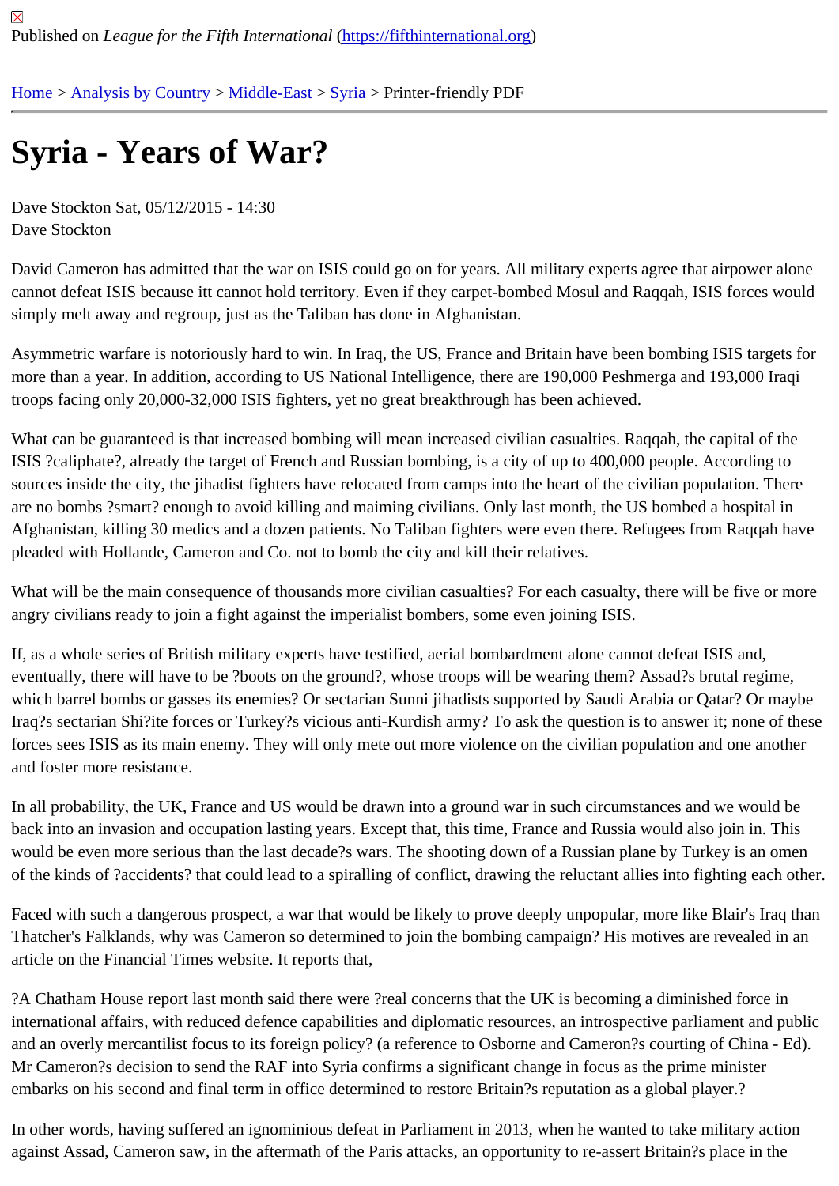Published on *League for the Fifth International* (https://fifthinternational.org)

Home > Analysis by Country > Middle-East > Syria > Printer-friendly PDF

# Syria - Years of War?

Dave Stockton Sat, 05/12/2015 - 14:30
Dave Stockton

David Cameron has admitted that the war on ISIS could go on for years. All military experts agree that airpower alone cannot defeat ISIS because itt cannot hold territory. Even if they carpet-bombed Mosul and Raqqah, ISIS forces would simply melt away and regroup, just as the Taliban has done in Afghanistan.

Asymmetric warfare is notoriously hard to win. In Iraq, the US, France and Britain have been bombing ISIS targets for more than a year. In addition, according to US National Intelligence, there are 190,000 Peshmerga and 193,000 Iraqi troops facing only 20,000-32,000 ISIS fighters, yet no great breakthrough has been achieved.

What can be guaranteed is that increased bombing will mean increased civilian casualties. Raqqah, the capital of the ISIS ?caliphate?, already the target of French and Russian bombing, is a city of up to 400,000 people. According to sources inside the city, the jihadist fighters have relocated from camps into the heart of the civilian population. There are no bombs ?smart? enough to avoid killing and maiming civilians. Only last month, the US bombed a hospital in Afghanistan, killing 30 medics and a dozen patients. No Taliban fighters were even there. Refugees from Raqqah have pleaded with Hollande, Cameron and Co. not to bomb the city and kill their relatives.

What will be the main consequence of thousands more civilian casualties? For each casualty, there will be five or more angry civilians ready to join a fight against the imperialist bombers, some even joining ISIS.

If, as a whole series of British military experts have testified, aerial bombardment alone cannot defeat ISIS and, eventually, there will have to be ?boots on the ground?, whose troops will be wearing them? Assad?s brutal regime, which barrel bombs or gasses its enemies? Or sectarian Sunni jihadists supported by Saudi Arabia or Qatar? Or maybe Iraq?s sectarian Shi?ite forces or Turkey?s vicious anti-Kurdish army? To ask the question is to answer it; none of these forces sees ISIS as its main enemy. They will only mete out more violence on the civilian population and one another and foster more resistance.

In all probability, the UK, France and US would be drawn into a ground war in such circumstances and we would be back into an invasion and occupation lasting years. Except that, this time, France and Russia would also join in. This would be even more serious than the last decade?s wars. The shooting down of a Russian plane by Turkey is an omen of the kinds of ?accidents? that could lead to a spiralling of conflict, drawing the reluctant allies into fighting each other.

Faced with such a dangerous prospect, a war that would be likely to prove deeply unpopular, more like Blair's Iraq than Thatcher's Falklands, why was Cameron so determined to join the bombing campaign? His motives are revealed in an article on the Financial Times website. It reports that,

?A Chatham House report last month said there were ?real concerns that the UK is becoming a diminished force in international affairs, with reduced defence capabilities and diplomatic resources, an introspective parliament and public and an overly mercantilist focus to its foreign policy? (a reference to Osborne and Cameron?s courting of China - Ed). Mr Cameron?s decision to send the RAF into Syria confirms a significant change in focus as the prime minister embarks on his second and final term in office determined to restore Britain?s reputation as a global player.?

In other words, having suffered an ignominious defeat in Parliament in 2013, when he wanted to take military action against Assad, Cameron saw, in the aftermath of the Paris attacks, an opportunity to re-assert Britain?s place in the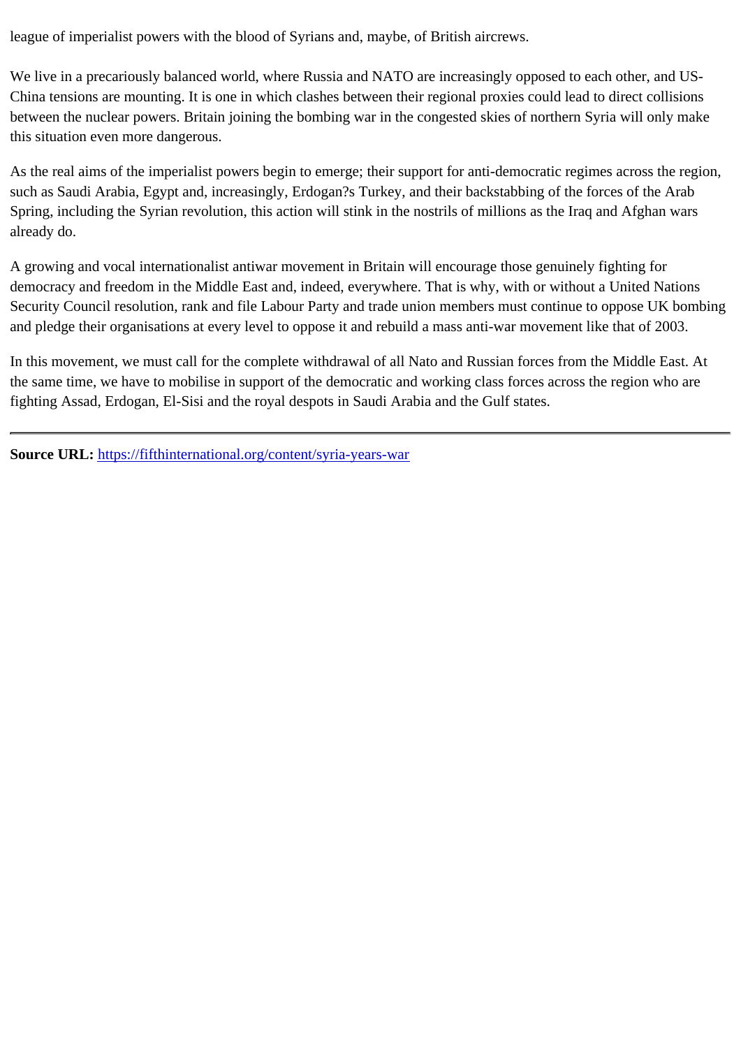league of imperialist powers with the blood of Syrians and, maybe, of British aircrews.

We live in a precariously balanced world, where Russia and NATO are increasingly opposed to each other, and US-China tensions are mounting. It is one in which clashes between their regional proxies could lead to direct collisions between the nuclear powers. Britain joining the bombing war in the congested skies of northern Syria will only make this situation even more dangerous.

As the real aims of the imperialist powers begin to emerge; their support for anti-democratic regimes across the region, such as Saudi Arabia, Egypt and, increasingly, Erdogan?s Turkey, and their backstabbing of the forces of the Arab Spring, including the Syrian revolution, this action will stink in the nostrils of millions as the Iraq and Afghan wars already do.

A growing and vocal internationalist antiwar movement in Britain will encourage those genuinely fighting for democracy and freedom in the Middle East and, indeed, everywhere. That is why, with or without a United Nations Security Council resolution, rank and file Labour Party and trade union members must continue to oppose UK bombing and pledge their organisations at every level to oppose it and rebuild a mass anti-war movement like that of 2003.

In this movement, we must call for the complete withdrawal of all Nato and Russian forces from the Middle East. At the same time, we have to mobilise in support of the democratic and working class forces across the region who are fighting Assad, Erdogan, El-Sisi and the royal despots in Saudi Arabia and the Gulf states.

---

**Source URL:** https://fifthinternational.org/content/syria-years-war